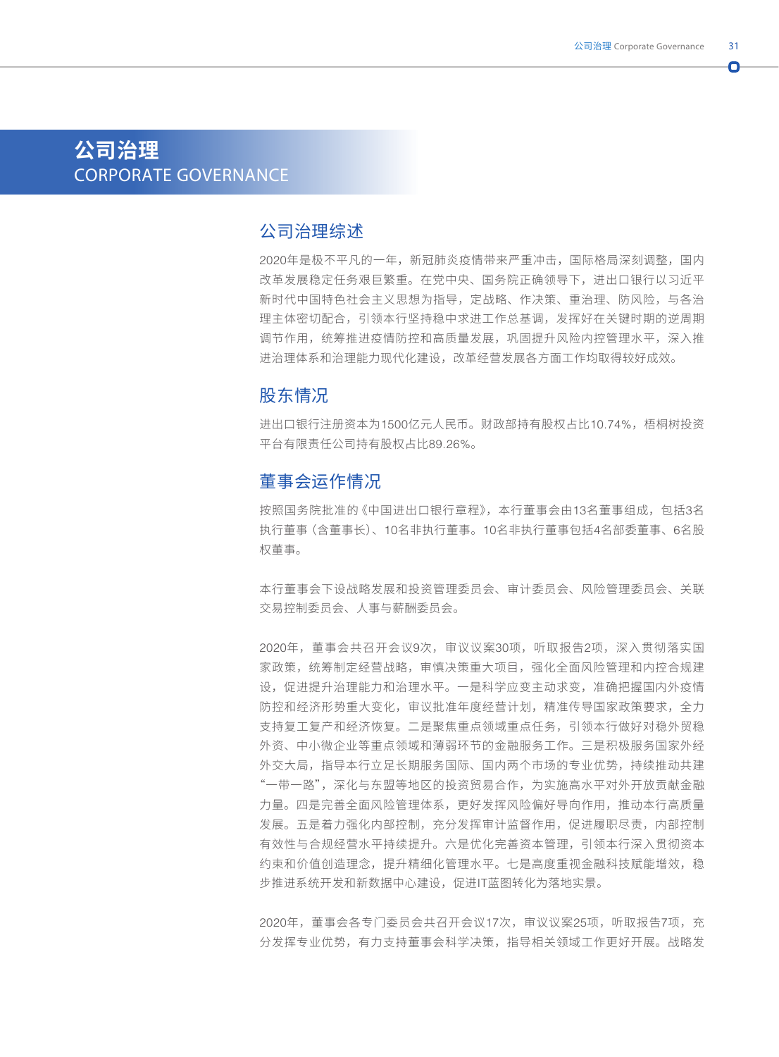# 公司治理
CORPORATE GOVERNANCE

## 公司治理综述

2020年是极不平凡的一年，新冠肺炎疫情带来严重冲击，国际格局深刻调整，国内改革发展稳定任务艰巨繁重。在党中央、国务院正确领导下，进出口银行以习近平新时代中国特色社会主义思想为指导，定战略、作决策、重治理、防风险，与各治理主体密切配合，引领本行坚持稳中求进工作总基调，发挥好在关键时期的逆周期调节作用，统筹推进疫情防控和高质量发展，巩固提升风险内控管理水平，深入推进治理体系和治理能力现代化建设，改革经营发展各方面工作均取得较好成效。

## 股东情况

进出口银行注册资本为1500亿元人民币。财政部持有股权占比10.74%，梧桐树投资平台有限责任公司持有股权占比89.26%。

## 董事会运作情况

按照国务院批准的《中国进出口银行章程》，本行董事会由13名董事组成，包括3名执行董事（含董事长）、10名非执行董事。10名非执行董事包括4名部委董事、6名股权董事。

本行董事会下设战略发展和投资管理委员会、审计委员会、风险管理委员会、关联交易控制委员会、人事与薪酬委员会。

2020年，董事会共召开会议9次，审议议案30项，听取报告2项，深入贯彻落实国家政策，统筹制定经营战略，审慎决策重大项目，强化全面风险管理和内控合规建设，促进提升治理能力和治理水平。一是科学应变主动求变，准确把握国内外疫情防控和经济形势重大变化，审议批准年度经营计划，精准传导国家政策要求，全力支持复工复产和经济恢复。二是聚焦重点领域重点任务，引领本行做好对稳外贸稳外资、中小微企业等重点领域和薄弱环节的金融服务工作。三是积极服务国家外经外交大局，指导本行立足长期服务国际、国内两个市场的专业优势，持续推动共建“一带一路”，深化与东盟等地区的投资贸易合作，为实施高水平对外开放贡献金融力量。四是完善全面风险管理体系，更好发挥风险偏好导向作用，推动本行高质量发展。五是着力强化内部控制，充分发挥审计监督作用，促进履职尽责，内部控制有效性与合规经营水平持续提升。六是优化完善资本管理，引领本行深入贯彻资本约束和价值创造理念，提升精细化管理水平。七是高度重视金融科技赋能增效，稳步推进系统开发和新数据中心建设，促进IT蓝图转化为落地实景。

2020年，董事会各专门委员会共召开会议17次，审议议案25项，听取报告7项，充分发挥专业优势，有力支持董事会科学决策，指导相关领域工作更好开展。战略发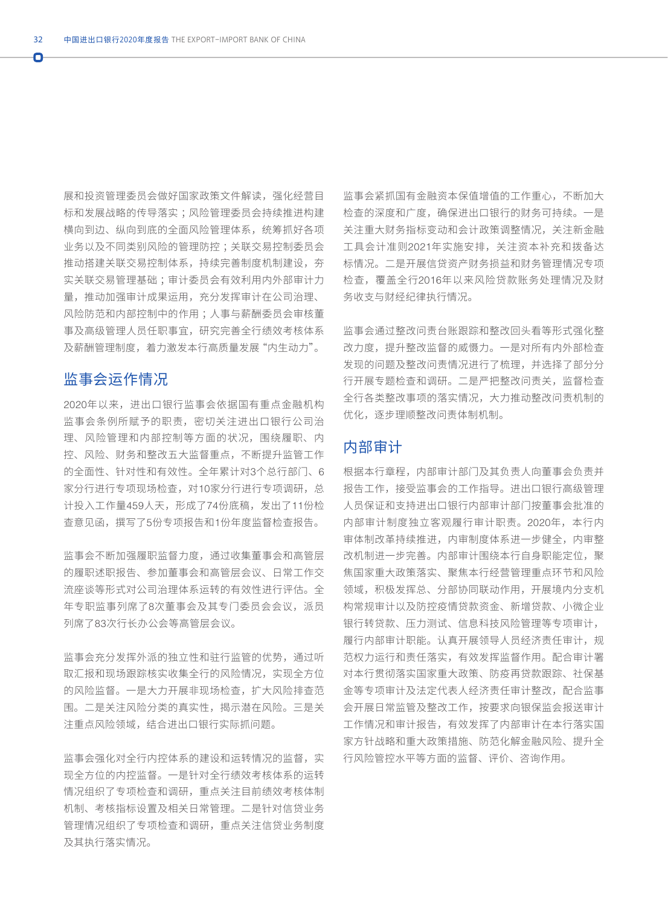展和投资管理委员会做好国家政策文件解读，强化经营目标和发展战略的传导落实；风险管理委员会持续推进构建横向到边、纵向到底的全面风险管理体系，统筹抓好各项业务以及不同类别风险的管理防控；关联交易控制委员会推动搭建关联交易控制体系，持续完善制度机制建设，夯实关联交易管理基础；审计委员会有效利用内外部审计力量，推动加强审计成果运用，充分发挥审计在公司治理、风险防范和内部控制中的作用；人事与薪酬委员会审核董事及高级管理人员任职事宜，研究完善全行绩效考核体系及薪酬管理制度，着力激发本行高质量发展"内生动力"。

## 监事会运作情况

2020年以来，进出口银行监事会依据国有重点金融机构监事会条例所赋予的职责，密切关注进出口银行公司治理、风险管理和内部控制等方面的状况，围绕履职、内控、风险、财务和整改五大监督重点，不断提升监管工作的全面性、针对性和有效性。全年累计对3个总行部门、6家分行进行专项现场检查，对10家分行进行专项调研，总计投入工作量459人天，形成了74份底稿，发出了11份检查意见函，撰写了5份专项报告和1份年度监督检查报告。

监事会不断加强履职监督力度，通过收集董事会和高管层的履职述职报告、参加董事会和高管层会议、日常工作交流座谈等形式对公司治理体系运转的有效性进行评估。全年专职监事列席了8次董事会及其专门委员会会议，派员列席了83次行长办公会等高管层会议。

监事会充分发挥外派的独立性和驻行监管的优势，通过听取汇报和现场跟踪核实收集全行的风险情况，实现全方位的风险监督。一是大力开展非现场检查，扩大风险排查范围。二是关注风险分类的真实性，揭示潜在风险。三是关注重点风险领域，结合进出口银行实际抓问题。

监事会强化对全行内控体系的建设和运转情况的监督，实现全方位的内控监督。一是针对全行绩效考核体系的运转情况组织了专项检查和调研，重点关注目前绩效考核体制机制、考核指标设置及相关日常管理。二是针对信贷业务管理情况组织了专项检查和调研，重点关注信贷业务制度及其执行落实情况。

监事会紧抓国有金融资本保值增值的工作重心，不断加大检查的深度和广度，确保进出口银行的财务可持续。一是关注重大财务指标变动和会计政策调整情况，关注新金融工具会计准则2021年实施安排，关注资本补充和拨备达标情况。二是开展信贷资产财务损益和财务管理情况专项检查，覆盖全行2016年以来风险贷款账务处理情况及财务收支与财经纪律执行情况。

监事会通过整改问责台账跟踪和整改回头看等形式强化整改力度，提升整改监督的威慑力。一是对所有内外部检查发现的问题及整改问责情况进行了梳理，并选择了部分分行开展专题检查和调研。二是严把整改问责关，监督检查全行各类整改事项的落实情况，大力推动整改问责机制的优化，逐步理顺整改问责体制机制。

## 内部审计

根据本行章程，内部审计部门及其负责人向董事会负责并报告工作，接受监事会的工作指导。进出口银行高级管理人员保证和支持进出口银行内部审计部门按董事会批准的内部审计制度独立客观履行审计职责。2020年，本行内审体制改革持续推进，内审制度体系进一步健全，内审整改机制进一步完善。内部审计围绕本行自身职能定位，聚焦国家重大政策落实、聚焦本行经营管理重点环节和风险领域，积极发挥总、分部协同联动作用，开展境内分支机构常规审计以及防控疫情贷款资金、新增贷款、小微企业银行转贷款、压力测试、信息科技风险管理等专项审计，履行内部审计职能。认真开展领导人员经济责任审计，规范权力运行和责任落实，有效发挥监督作用。配合审计署对本行贯彻落实国家重大政策、防疫再贷款跟踪、社保基金等专项审计及法定代表人经济责任审计整改，配合监事会开展日常监管及整改工作，按要求向银保监会报送审计工作情况和审计报告，有效发挥了内部审计在本行落实国家方针战略和重大政策措施、防范化解金融风险、提升全行风险管控水平等方面的监督、评价、咨询作用。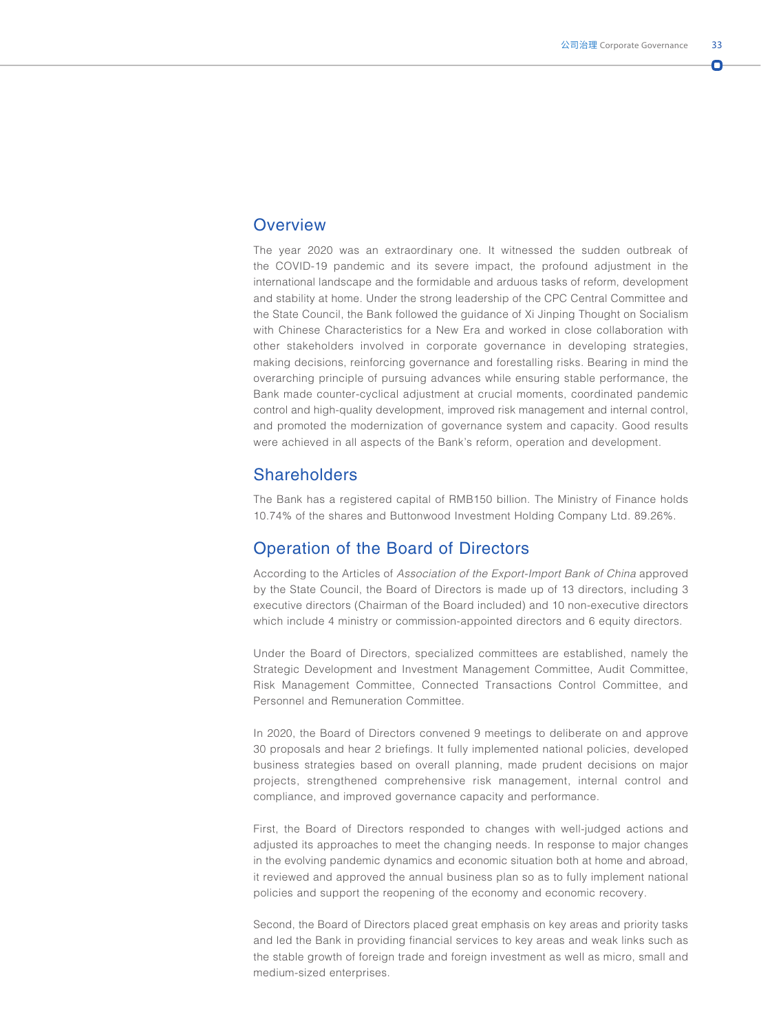## Overview

The year 2020 was an extraordinary one. It witnessed the sudden outbreak of the COVID-19 pandemic and its severe impact, the profound adjustment in the international landscape and the formidable and arduous tasks of reform, development and stability at home. Under the strong leadership of the CPC Central Committee and the State Council, the Bank followed the guidance of Xi Jinping Thought on Socialism with Chinese Characteristics for a New Era and worked in close collaboration with other stakeholders involved in corporate governance in developing strategies, making decisions, reinforcing governance and forestalling risks. Bearing in mind the overarching principle of pursuing advances while ensuring stable performance, the Bank made counter-cyclical adjustment at crucial moments, coordinated pandemic control and high-quality development, improved risk management and internal control, and promoted the modernization of governance system and capacity. Good results were achieved in all aspects of the Bank's reform, operation and development.

## Shareholders

The Bank has a registered capital of RMB150 billion. The Ministry of Finance holds 10.74% of the shares and Buttonwood Investment Holding Company Ltd. 89.26%.

## Operation of the Board of Directors

According to the Articles of *Association of the Export-Import Bank of China* approved by the State Council, the Board of Directors is made up of 13 directors, including 3 executive directors (Chairman of the Board included) and 10 non-executive directors which include 4 ministry or commission-appointed directors and 6 equity directors.

Under the Board of Directors, specialized committees are established, namely the Strategic Development and Investment Management Committee, Audit Committee, Risk Management Committee, Connected Transactions Control Committee, and Personnel and Remuneration Committee.

In 2020, the Board of Directors convened 9 meetings to deliberate on and approve 30 proposals and hear 2 briefings. It fully implemented national policies, developed business strategies based on overall planning, made prudent decisions on major projects, strengthened comprehensive risk management, internal control and compliance, and improved governance capacity and performance.

First, the Board of Directors responded to changes with well-judged actions and adjusted its approaches to meet the changing needs. In response to major changes in the evolving pandemic dynamics and economic situation both at home and abroad, it reviewed and approved the annual business plan so as to fully implement national policies and support the reopening of the economy and economic recovery.

Second, the Board of Directors placed great emphasis on key areas and priority tasks and led the Bank in providing financial services to key areas and weak links such as the stable growth of foreign trade and foreign investment as well as micro, small and medium-sized enterprises.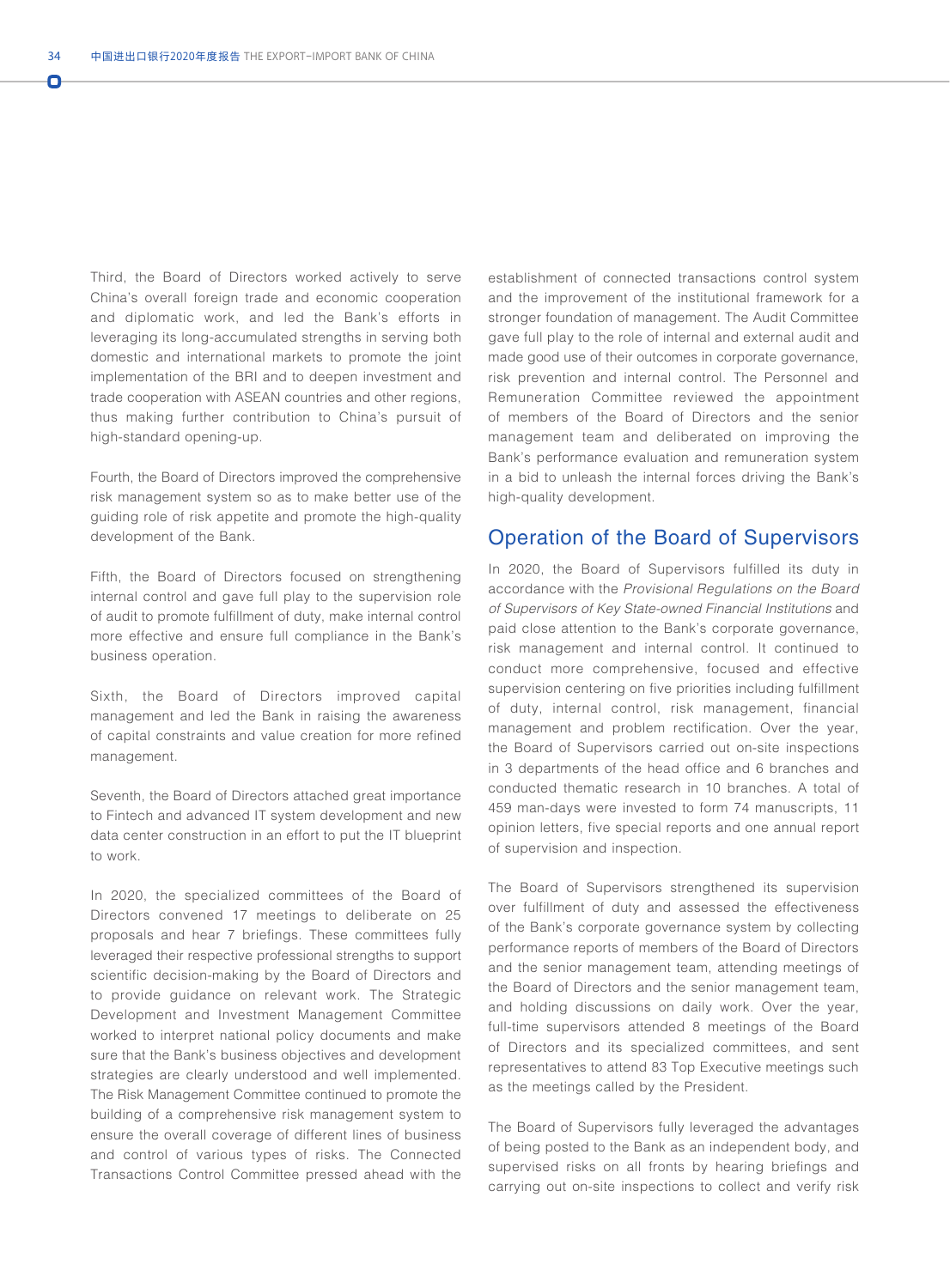Third, the Board of Directors worked actively to serve China's overall foreign trade and economic cooperation and diplomatic work, and led the Bank's efforts in leveraging its long-accumulated strengths in serving both domestic and international markets to promote the joint implementation of the BRI and to deepen investment and trade cooperation with ASEAN countries and other regions, thus making further contribution to China's pursuit of high-standard opening-up.

Fourth, the Board of Directors improved the comprehensive risk management system so as to make better use of the guiding role of risk appetite and promote the high-quality development of the Bank.

Fifth, the Board of Directors focused on strengthening internal control and gave full play to the supervision role of audit to promote fulfillment of duty, make internal control more effective and ensure full compliance in the Bank's business operation.

Sixth, the Board of Directors improved capital management and led the Bank in raising the awareness of capital constraints and value creation for more refined management.

Seventh, the Board of Directors attached great importance to Fintech and advanced IT system development and new data center construction in an effort to put the IT blueprint to work.

In 2020, the specialized committees of the Board of Directors convened 17 meetings to deliberate on 25 proposals and hear 7 briefings. These committees fully leveraged their respective professional strengths to support scientific decision-making by the Board of Directors and to provide guidance on relevant work. The Strategic Development and Investment Management Committee worked to interpret national policy documents and make sure that the Bank's business objectives and development strategies are clearly understood and well implemented. The Risk Management Committee continued to promote the building of a comprehensive risk management system to ensure the overall coverage of different lines of business and control of various types of risks. The Connected Transactions Control Committee pressed ahead with the establishment of connected transactions control system and the improvement of the institutional framework for a stronger foundation of management. The Audit Committee gave full play to the role of internal and external audit and made good use of their outcomes in corporate governance, risk prevention and internal control. The Personnel and Remuneration Committee reviewed the appointment of members of the Board of Directors and the senior management team and deliberated on improving the Bank's performance evaluation and remuneration system in a bid to unleash the internal forces driving the Bank's high-quality development.

## Operation of the Board of Supervisors

In 2020, the Board of Supervisors fulfilled its duty in accordance with the *Provisional Regulations on the Board of Supervisors of Key State-owned Financial Institutions* and paid close attention to the Bank's corporate governance, risk management and internal control. It continued to conduct more comprehensive, focused and effective supervision centering on five priorities including fulfillment of duty, internal control, risk management, financial management and problem rectification. Over the year, the Board of Supervisors carried out on-site inspections in 3 departments of the head office and 6 branches and conducted thematic research in 10 branches. A total of 459 man-days were invested to form 74 manuscripts, 11 opinion letters, five special reports and one annual report of supervision and inspection.

The Board of Supervisors strengthened its supervision over fulfillment of duty and assessed the effectiveness of the Bank's corporate governance system by collecting performance reports of members of the Board of Directors and the senior management team, attending meetings of the Board of Directors and the senior management team, and holding discussions on daily work. Over the year, full-time supervisors attended 8 meetings of the Board of Directors and its specialized committees, and sent representatives to attend 83 Top Executive meetings such as the meetings called by the President.

The Board of Supervisors fully leveraged the advantages of being posted to the Bank as an independent body, and supervised risks on all fronts by hearing briefings and carrying out on-site inspections to collect and verify risk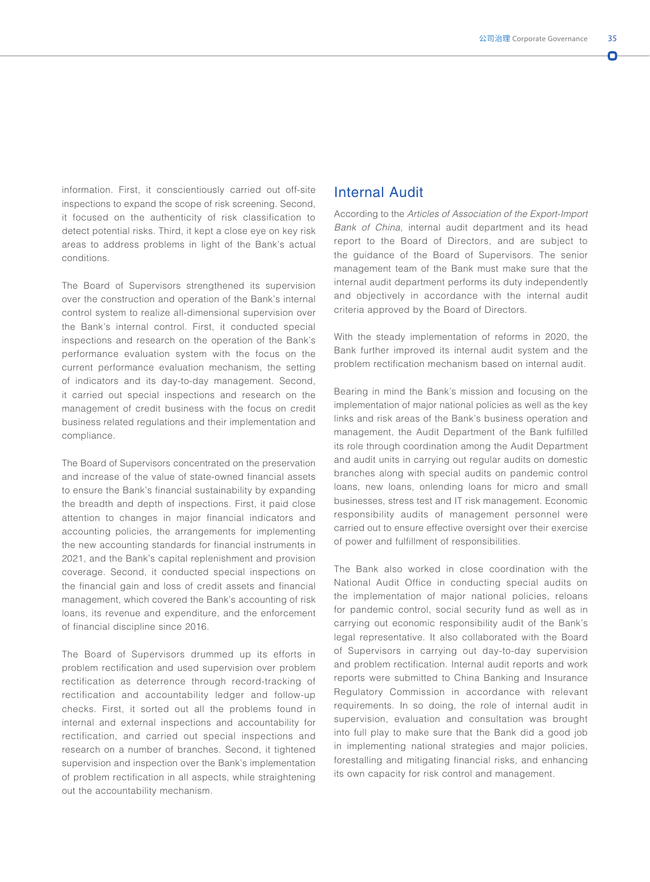information. First, it conscientiously carried out off-site inspections to expand the scope of risk screening. Second, it focused on the authenticity of risk classification to detect potential risks. Third, it kept a close eye on key risk areas to address problems in light of the Bank's actual conditions.

The Board of Supervisors strengthened its supervision over the construction and operation of the Bank's internal control system to realize all-dimensional supervision over the Bank's internal control. First, it conducted special inspections and research on the operation of the Bank's performance evaluation system with the focus on the current performance evaluation mechanism, the setting of indicators and its day-to-day management. Second, it carried out special inspections and research on the management of credit business with the focus on credit business related regulations and their implementation and compliance.

The Board of Supervisors concentrated on the preservation and increase of the value of state-owned financial assets to ensure the Bank's financial sustainability by expanding the breadth and depth of inspections. First, it paid close attention to changes in major financial indicators and accounting policies, the arrangements for implementing the new accounting standards for financial instruments in 2021, and the Bank's capital replenishment and provision coverage. Second, it conducted special inspections on the financial gain and loss of credit assets and financial management, which covered the Bank's accounting of risk loans, its revenue and expenditure, and the enforcement of financial discipline since 2016.

The Board of Supervisors drummed up its efforts in problem rectification and used supervision over problem rectification as deterrence through record-tracking of rectification and accountability ledger and follow-up checks. First, it sorted out all the problems found in internal and external inspections and accountability for rectification, and carried out special inspections and research on a number of branches. Second, it tightened supervision and inspection over the Bank's implementation of problem rectification in all aspects, while straightening out the accountability mechanism.

## Internal Audit

According to the *Articles of Association of the Export-Import Bank of China*, internal audit department and its head report to the Board of Directors, and are subject to the guidance of the Board of Supervisors. The senior management team of the Bank must make sure that the internal audit department performs its duty independently and objectively in accordance with the internal audit criteria approved by the Board of Directors.

With the steady implementation of reforms in 2020, the Bank further improved its internal audit system and the problem rectification mechanism based on internal audit.

Bearing in mind the Bank's mission and focusing on the implementation of major national policies as well as the key links and risk areas of the Bank's business operation and management, the Audit Department of the Bank fulfilled its role through coordination among the Audit Department and audit units in carrying out regular audits on domestic branches along with special audits on pandemic control loans, new loans, onlending loans for micro and small businesses, stress test and IT risk management. Economic responsibility audits of management personnel were carried out to ensure effective oversight over their exercise of power and fulfillment of responsibilities.

The Bank also worked in close coordination with the National Audit Office in conducting special audits on the implementation of major national policies, reloans for pandemic control, social security fund as well as in carrying out economic responsibility audit of the Bank's legal representative. It also collaborated with the Board of Supervisors in carrying out day-to-day supervision and problem rectification. Internal audit reports and work reports were submitted to China Banking and Insurance Regulatory Commission in accordance with relevant requirements. In so doing, the role of internal audit in supervision, evaluation and consultation was brought into full play to make sure that the Bank did a good job in implementing national strategies and major policies, forestalling and mitigating financial risks, and enhancing its own capacity for risk control and management.